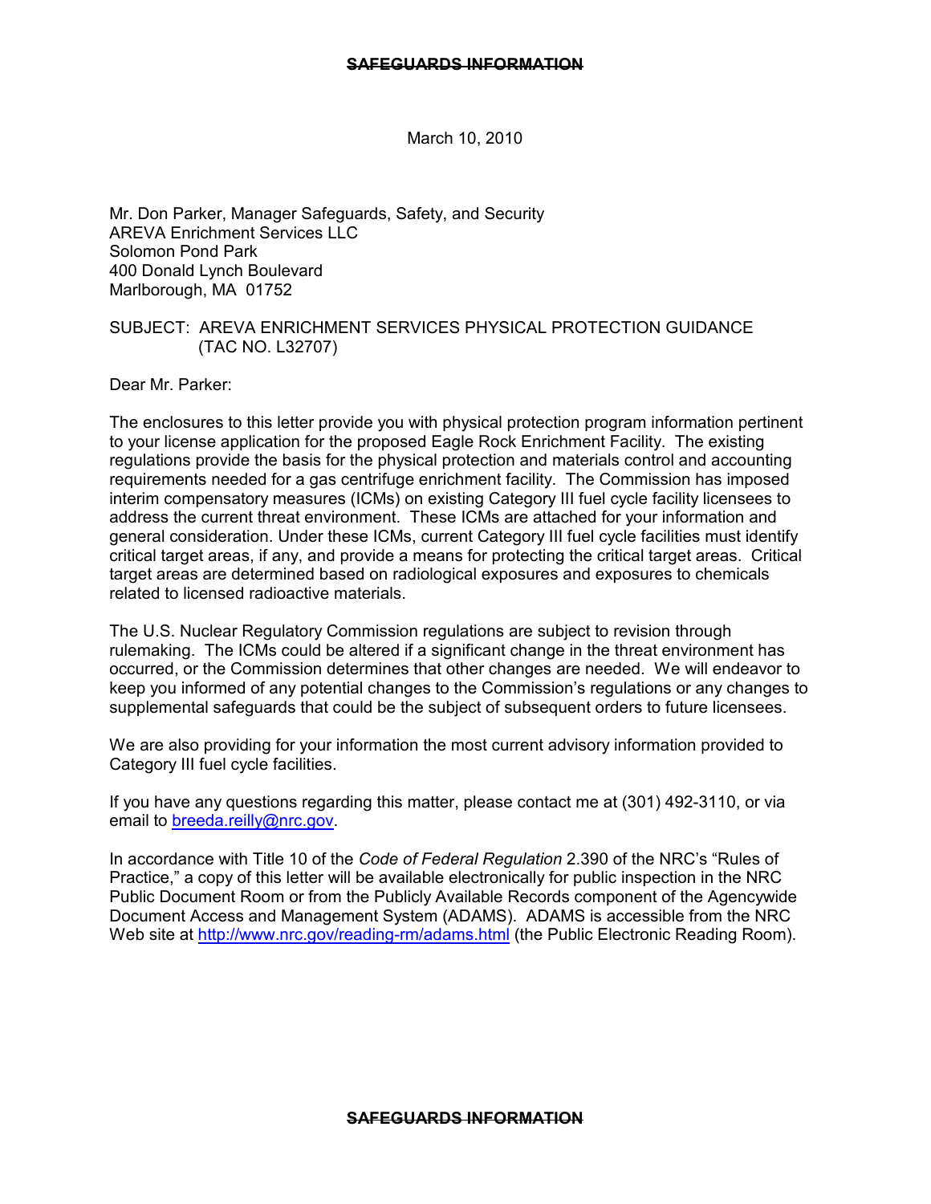March 10, 2010

Mr. Don Parker, Manager Safeguards, Safety, and Security
AREVA Enrichment Services LLC
Solomon Pond Park
400 Donald Lynch Boulevard
Marlborough, MA 01752

SUBJECT: AREVA ENRICHMENT SERVICES PHYSICAL PROTECTION GUIDANCE (TAC NO. L32707)

Dear Mr. Parker:

The enclosures to this letter provide you with physical protection program information pertinent to your license application for the proposed Eagle Rock Enrichment Facility. The existing regulations provide the basis for the physical protection and materials control and accounting requirements needed for a gas centrifuge enrichment facility. The Commission has imposed interim compensatory measures (ICMs) on existing Category III fuel cycle facility licensees to address the current threat environment. These ICMs are attached for your information and general consideration. Under these ICMs, current Category III fuel cycle facilities must identify critical target areas, if any, and provide a means for protecting the critical target areas. Critical target areas are determined based on radiological exposures and exposures to chemicals related to licensed radioactive materials.

The U.S. Nuclear Regulatory Commission regulations are subject to revision through rulemaking. The ICMs could be altered if a significant change in the threat environment has occurred, or the Commission determines that other changes are needed. We will endeavor to keep you informed of any potential changes to the Commission's regulations or any changes to supplemental safeguards that could be the subject of subsequent orders to future licensees.

We are also providing for your information the most current advisory information provided to Category III fuel cycle facilities.

If you have any questions regarding this matter, please contact me at (301) 492-3110, or via email to breeda.reilly@nrc.gov.

In accordance with Title 10 of the *Code of Federal Regulation* 2.390 of the NRC's "Rules of Practice," a copy of this letter will be available electronically for public inspection in the NRC Public Document Room or from the Publicly Available Records component of the Agencywide Document Access and Management System (ADAMS). ADAMS is accessible from the NRC Web site at http://www.nrc.gov/reading-rm/adams.html (the Public Electronic Reading Room).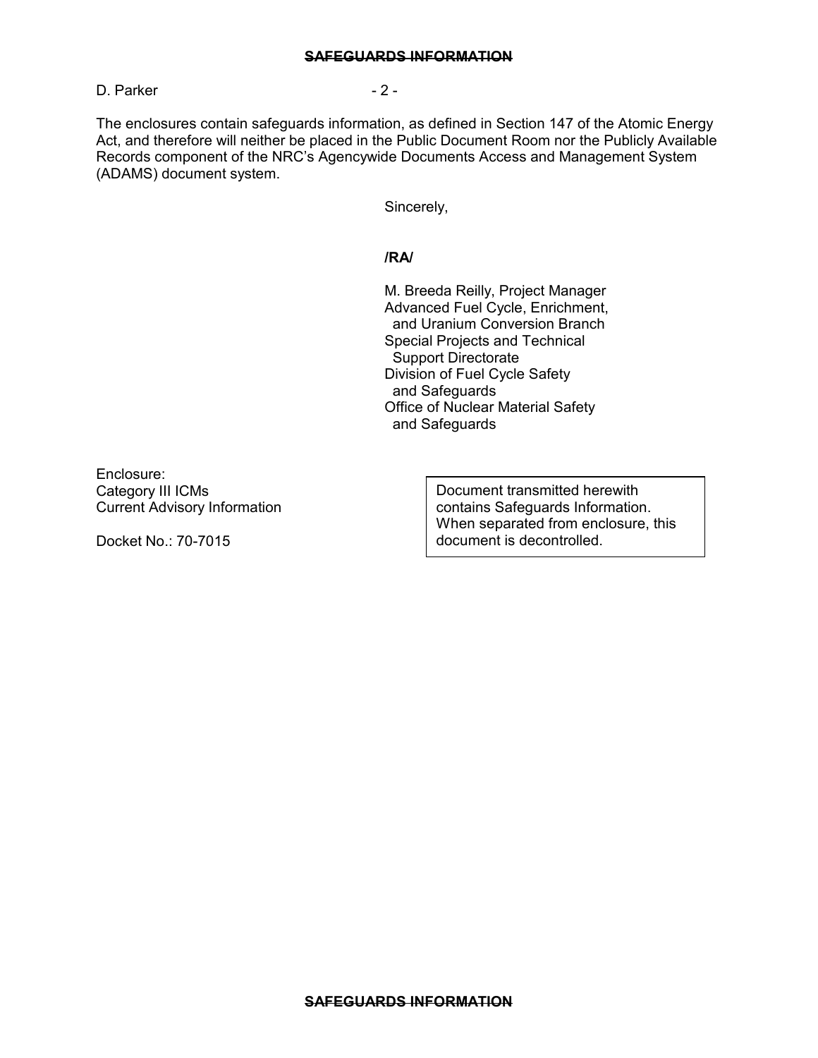The enclosures contain safeguards information, as defined in Section 147 of the Atomic Energy Act, and therefore will neither be placed in the Public Document Room nor the Publicly Available Records component of the NRC's Agencywide Documents Access and Management System (ADAMS) document system.

Sincerely,

**/RA/**

M. Breeda Reilly, Project Manager
Advanced Fuel Cycle, Enrichment,
and Uranium Conversion Branch
Special Projects and Technical
Support Directorate
Division of Fuel Cycle Safety
and Safeguards
Office of Nuclear Material Safety
and Safeguards

Enclosure:
Category III ICMs
Current Advisory Information

Docket No.: 70-7015

Document transmitted herewith contains Safeguards Information. When separated from enclosure, this document is decontrolled.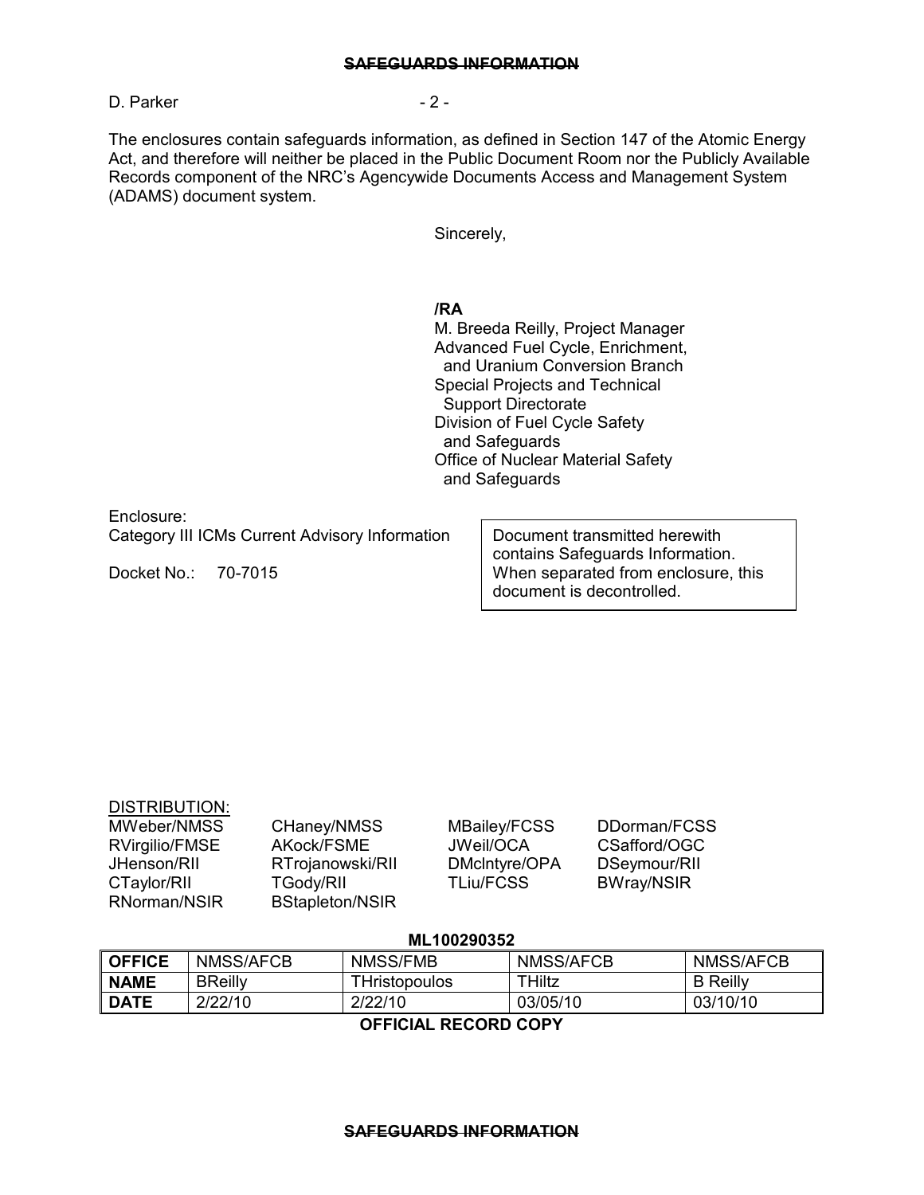The enclosures contain safeguards information, as defined in Section 147 of the Atomic Energy Act, and therefore will neither be placed in the Public Document Room nor the Publicly Available Records component of the NRC's Agencywide Documents Access and Management System (ADAMS) document system.

Sincerely,

**/RA**

M. Breeda Reilly, Project Manager
Advanced Fuel Cycle, Enrichment,
and Uranium Conversion Branch
Special Projects and Technical
Support Directorate
Division of Fuel Cycle Safety
and Safeguards
Office of Nuclear Material Safety
and Safeguards

Enclosure:
Category III ICMs Current Advisory Information

Docket No.: 70-7015

Document transmitted herewith contains Safeguards Information. When separated from enclosure, this document is decontrolled.

DISTRIBUTION:

| | | | |
|---|---|---|---|
| MWeber/NMSS | CHaney/NMSS | MBailey/FCSS | DDorman/FCSS |
| RVirgilio/FMSE | AKock/FSME | JWeil/OCA | CSafford/OGC |
| JHenson/RII | RTrojanowski/RII | DMcIntyre/OPA | DSeymour/RII |
| CTaylor/RII | TGody/RII | TLiu/FCSS | BWray/NSIR |
| RNorman/NSIR | BStapleton/NSIR | | |

**ML100290352**

| **OFFICE** | NMSS/AFCB | NMSS/FMB | NMSS/AFCB | NMSS/AFCB |
|---|---|---|---|---|
| **NAME** | BReilly | THristopoulos | THiltz | B Reilly |
| **DATE** | 2/22/10 | 2/22/10 | 03/05/10 | 03/10/10 |

**OFFICIAL RECORD COPY**